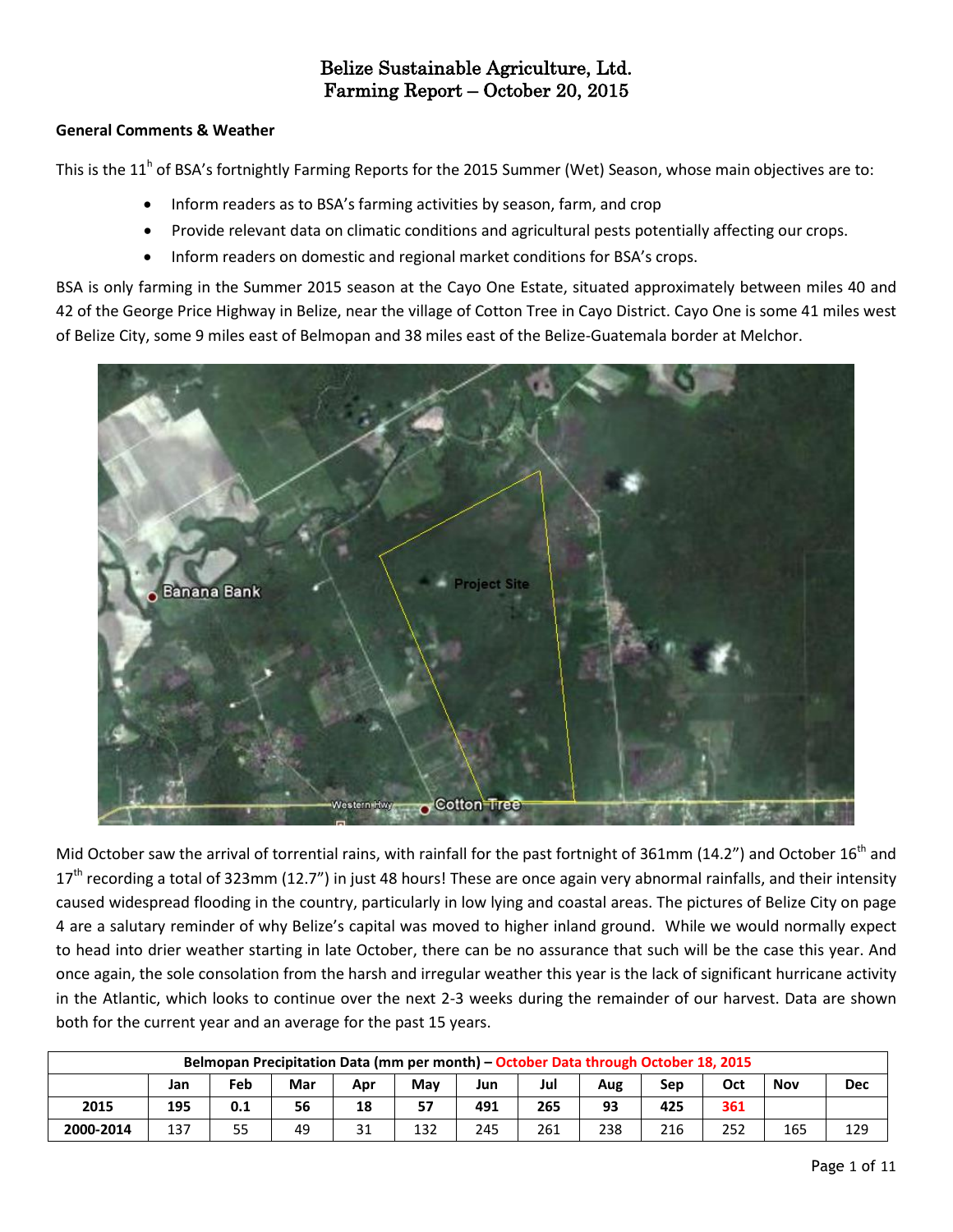# Belize Sustainable Agriculture, Ltd.
# Farming Report – October 20, 2015

## General Comments & Weather

This is the 11h of BSA's fortnightly Farming Reports for the 2015 Summer (Wet) Season, whose main objectives are to:

- Inform readers as to BSA's farming activities by season, farm, and crop
- Provide relevant data on climatic conditions and agricultural pests potentially affecting our crops.
- Inform readers on domestic and regional market conditions for BSA's crops.

BSA is only farming in the Summer 2015 season at the Cayo One Estate, situated approximately between miles 40 and 42 of the George Price Highway in Belize, near the village of Cotton Tree in Cayo District. Cayo One is some 41 miles west of Belize City, some 9 miles east of Belmopan and 38 miles east of the Belize-Guatemala border at Melchor.

Mid October saw the arrival of torrential rains, with rainfall for the past fortnight of 361mm (14.2") and October 16th and 17th recording a total of 323mm (12.7") in just 48 hours! These are once again very abnormal rainfalls, and their intensity caused widespread flooding in the country, particularly in low lying and coastal areas. The pictures of Belize City on page 4 are a salutary reminder of why Belize's capital was moved to higher inland ground. While we would normally expect to head into drier weather starting in late October, there can be no assurance that such will be the case this year. And once again, the sole consolation from the harsh and irregular weather this year is the lack of significant hurricane activity in the Atlantic, which looks to continue over the next 2-3 weeks during the remainder of our harvest. Data are shown both for the current year and an average for the past 15 years.

| Belmopan Precipitation Data (mm per month) – October Data through October 18, 2015 | | | | | | | | | | | | |
|---|---|---|---|---|---|---|---|---|---|---|---|---|
| | Jan | Feb | Mar | Apr | May | Jun | Jul | Aug | Sep | Oct | Nov | Dec |
| 2015 | 195 | 0.1 | 56 | 18 | 57 | 491 | 265 | 93 | 425 | 361 | | |
| 2000-2014 | 137 | 55 | 49 | 31 | 132 | 245 | 261 | 238 | 216 | 252 | 165 | 129 |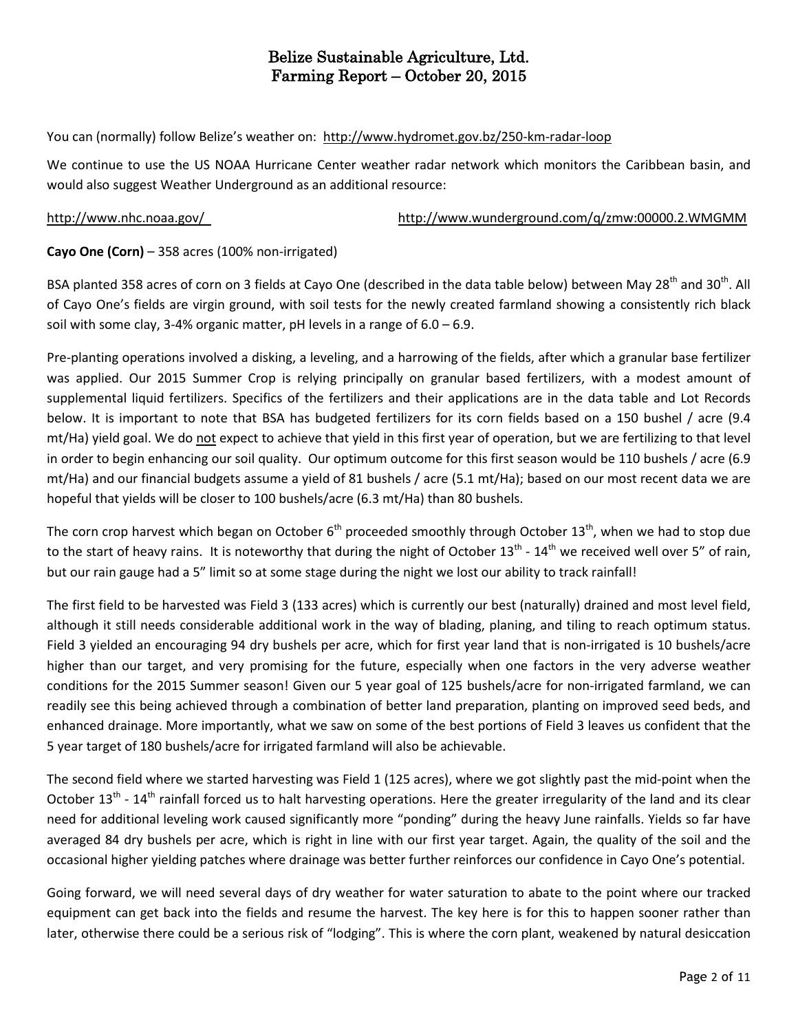# Belize Sustainable Agriculture, Ltd.
# Farming Report – October 20, 2015

You can (normally) follow Belize's weather on: http://www.hydromet.gov.bz/250-km-radar-loop

We continue to use the US NOAA Hurricane Center weather radar network which monitors the Caribbean basin, and would also suggest Weather Underground as an additional resource:

http://www.nhc.noaa.gov/ http://www.wunderground.com/q/zmw:00000.2.WMGMM

**Cayo One (Corn)** – 358 acres (100% non-irrigated)

BSA planted 358 acres of corn on 3 fields at Cayo One (described in the data table below) between May 28th and 30th. All of Cayo One's fields are virgin ground, with soil tests for the newly created farmland showing a consistently rich black soil with some clay, 3-4% organic matter, pH levels in a range of 6.0 – 6.9.

Pre-planting operations involved a disking, a leveling, and a harrowing of the fields, after which a granular base fertilizer was applied. Our 2015 Summer Crop is relying principally on granular based fertilizers, with a modest amount of supplemental liquid fertilizers. Specifics of the fertilizers and their applications are in the data table and Lot Records below. It is important to note that BSA has budgeted fertilizers for its corn fields based on a 150 bushel / acre (9.4 mt/Ha) yield goal. We do not expect to achieve that yield in this first year of operation, but we are fertilizing to that level in order to begin enhancing our soil quality. Our optimum outcome for this first season would be 110 bushels / acre (6.9 mt/Ha) and our financial budgets assume a yield of 81 bushels / acre (5.1 mt/Ha); based on our most recent data we are hopeful that yields will be closer to 100 bushels/acre (6.3 mt/Ha) than 80 bushels.

The corn crop harvest which began on October 6th proceeded smoothly through October 13th, when we had to stop due to the start of heavy rains. It is noteworthy that during the night of October 13th - 14th we received well over 5" of rain, but our rain gauge had a 5" limit so at some stage during the night we lost our ability to track rainfall!

The first field to be harvested was Field 3 (133 acres) which is currently our best (naturally) drained and most level field, although it still needs considerable additional work in the way of blading, planing, and tiling to reach optimum status. Field 3 yielded an encouraging 94 dry bushels per acre, which for first year land that is non-irrigated is 10 bushels/acre higher than our target, and very promising for the future, especially when one factors in the very adverse weather conditions for the 2015 Summer season! Given our 5 year goal of 125 bushels/acre for non-irrigated farmland, we can readily see this being achieved through a combination of better land preparation, planting on improved seed beds, and enhanced drainage. More importantly, what we saw on some of the best portions of Field 3 leaves us confident that the 5 year target of 180 bushels/acre for irrigated farmland will also be achievable.

The second field where we started harvesting was Field 1 (125 acres), where we got slightly past the mid-point when the October 13th - 14th rainfall forced us to halt harvesting operations. Here the greater irregularity of the land and its clear need for additional leveling work caused significantly more "ponding" during the heavy June rainfalls. Yields so far have averaged 84 dry bushels per acre, which is right in line with our first year target. Again, the quality of the soil and the occasional higher yielding patches where drainage was better further reinforces our confidence in Cayo One's potential.

Going forward, we will need several days of dry weather for water saturation to abate to the point where our tracked equipment can get back into the fields and resume the harvest. The key here is for this to happen sooner rather than later, otherwise there could be a serious risk of "lodging". This is where the corn plant, weakened by natural desiccation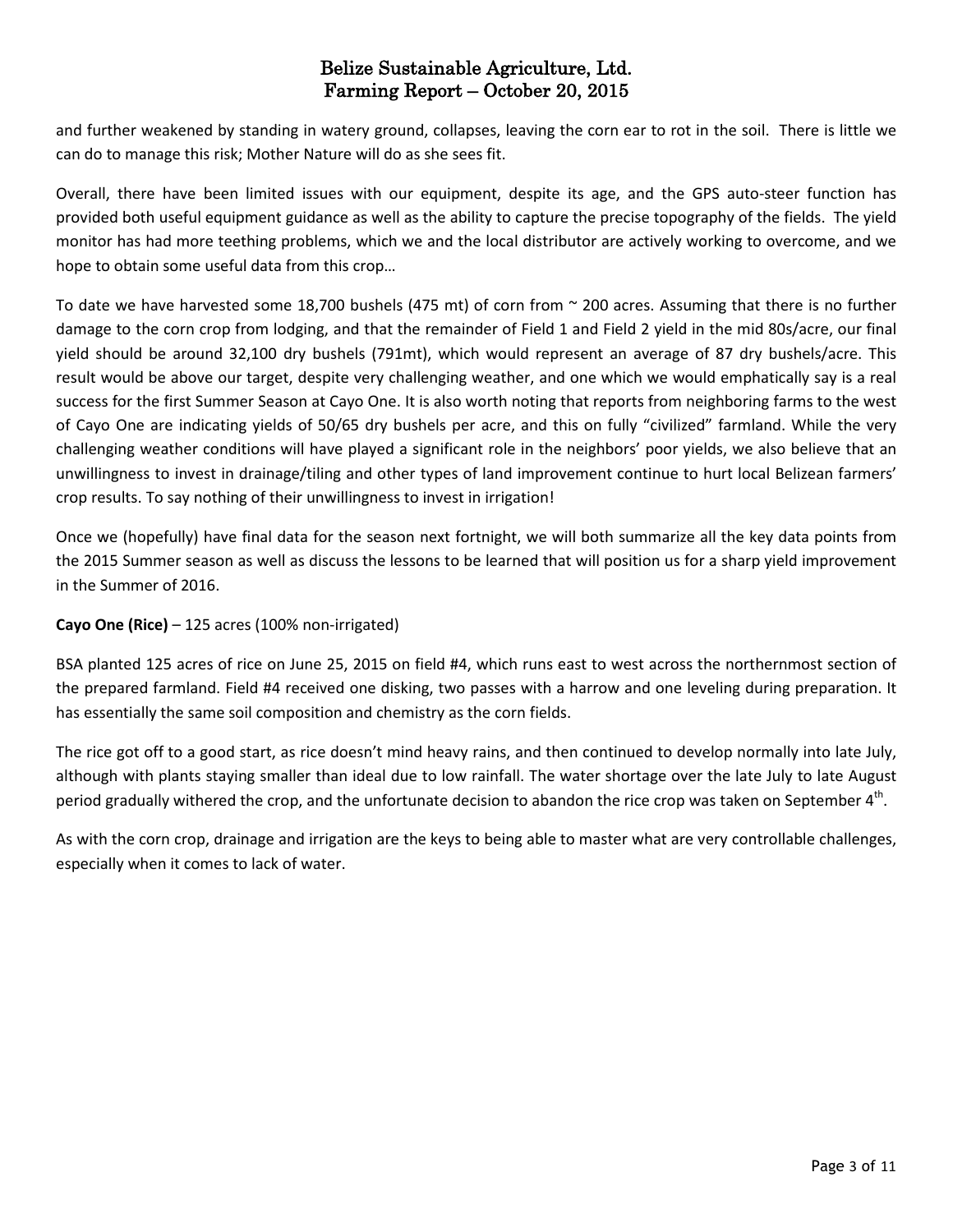and further weakened by standing in watery ground, collapses, leaving the corn ear to rot in the soil. There is little we can do to manage this risk; Mother Nature will do as she sees fit.

Overall, there have been limited issues with our equipment, despite its age, and the GPS auto-steer function has provided both useful equipment guidance as well as the ability to capture the precise topography of the fields. The yield monitor has had more teething problems, which we and the local distributor are actively working to overcome, and we hope to obtain some useful data from this crop…

To date we have harvested some 18,700 bushels (475 mt) of corn from ~ 200 acres. Assuming that there is no further damage to the corn crop from lodging, and that the remainder of Field 1 and Field 2 yield in the mid 80s/acre, our final yield should be around 32,100 dry bushels (791mt), which would represent an average of 87 dry bushels/acre. This result would be above our target, despite very challenging weather, and one which we would emphatically say is a real success for the first Summer Season at Cayo One. It is also worth noting that reports from neighboring farms to the west of Cayo One are indicating yields of 50/65 dry bushels per acre, and this on fully "civilized" farmland. While the very challenging weather conditions will have played a significant role in the neighbors' poor yields, we also believe that an unwillingness to invest in drainage/tiling and other types of land improvement continue to hurt local Belizean farmers' crop results. To say nothing of their unwillingness to invest in irrigation!

Once we (hopefully) have final data for the season next fortnight, we will both summarize all the key data points from the 2015 Summer season as well as discuss the lessons to be learned that will position us for a sharp yield improvement in the Summer of 2016.

**Cayo One (Rice)** – 125 acres (100% non-irrigated)

BSA planted 125 acres of rice on June 25, 2015 on field #4, which runs east to west across the northernmost section of the prepared farmland. Field #4 received one disking, two passes with a harrow and one leveling during preparation. It has essentially the same soil composition and chemistry as the corn fields.

The rice got off to a good start, as rice doesn't mind heavy rains, and then continued to develop normally into late July, although with plants staying smaller than ideal due to low rainfall. The water shortage over the late July to late August period gradually withered the crop, and the unfortunate decision to abandon the rice crop was taken on September 4th.

As with the corn crop, drainage and irrigation are the keys to being able to master what are very controllable challenges, especially when it comes to lack of water.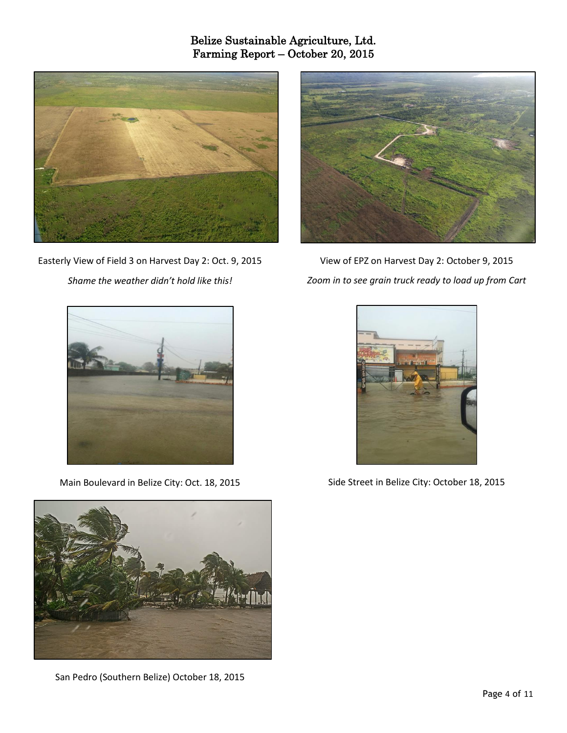Easterly View of Field 3 on Harvest Day 2: Oct. 9, 2015

*Shame the weather didn't hold like this!*

View of EPZ on Harvest Day 2: October 9, 2015

*Zoom in to see grain truck ready to load up from Cart*

Main Boulevard in Belize City: Oct. 18, 2015

Side Street in Belize City: October 18, 2015

San Pedro (Southern Belize) October 18, 2015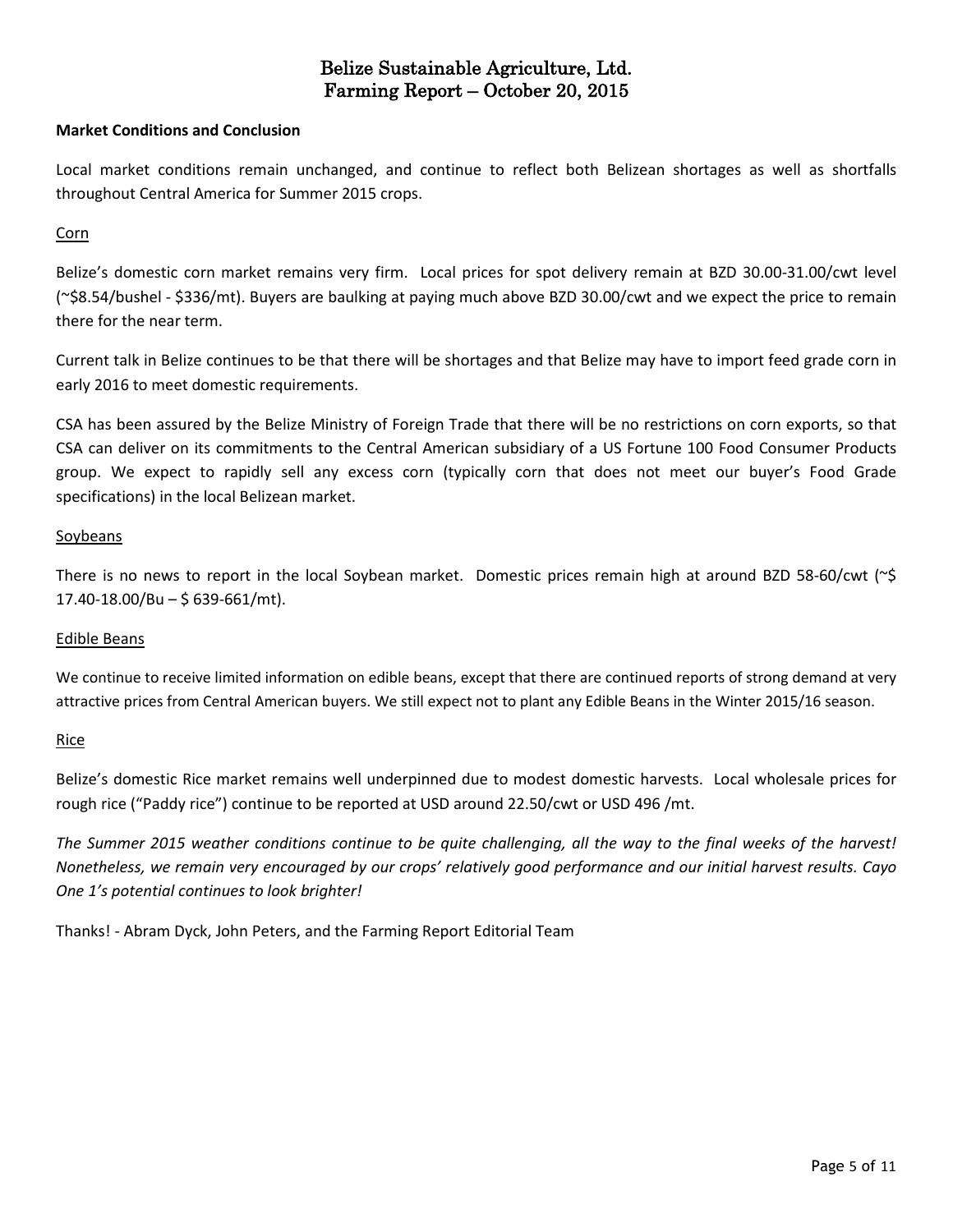**Market Conditions and Conclusion**

Local market conditions remain unchanged, and continue to reflect both Belizean shortages as well as shortfalls throughout Central America for Summer 2015 crops.

Corn

Belize's domestic corn market remains very firm. Local prices for spot delivery remain at BZD 30.00-31.00/cwt level (~$8.54/bushel - $336/mt). Buyers are baulking at paying much above BZD 30.00/cwt and we expect the price to remain there for the near term.

Current talk in Belize continues to be that there will be shortages and that Belize may have to import feed grade corn in early 2016 to meet domestic requirements.

CSA has been assured by the Belize Ministry of Foreign Trade that there will be no restrictions on corn exports, so that CSA can deliver on its commitments to the Central American subsidiary of a US Fortune 100 Food Consumer Products group. We expect to rapidly sell any excess corn (typically corn that does not meet our buyer's Food Grade specifications) in the local Belizean market.

Soybeans

There is no news to report in the local Soybean market. Domestic prices remain high at around BZD 58-60/cwt (~$ 17.40-18.00/Bu – $ 639-661/mt).

Edible Beans

We continue to receive limited information on edible beans, except that there are continued reports of strong demand at very attractive prices from Central American buyers. We still expect not to plant any Edible Beans in the Winter 2015/16 season.

Rice

Belize's domestic Rice market remains well underpinned due to modest domestic harvests. Local wholesale prices for rough rice ("Paddy rice") continue to be reported at USD around 22.50/cwt or USD 496 /mt.

*The Summer 2015 weather conditions continue to be quite challenging, all the way to the final weeks of the harvest! Nonetheless, we remain very encouraged by our crops' relatively good performance and our initial harvest results. Cayo One 1's potential continues to look brighter!*

Thanks! - Abram Dyck, John Peters, and the Farming Report Editorial Team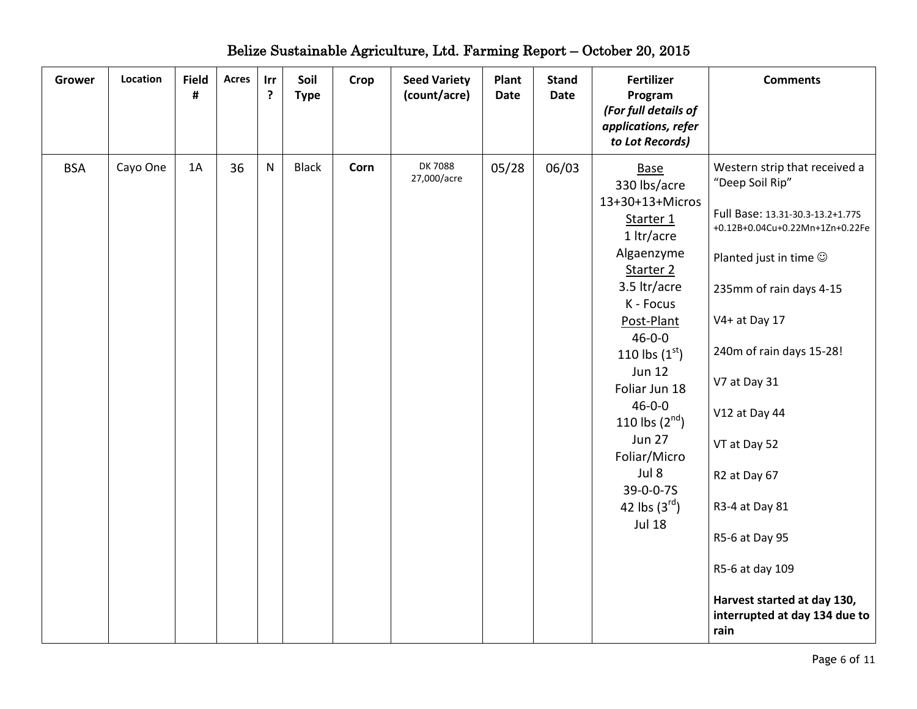# Belize Sustainable Agriculture, Ltd. Farming Report – October 20, 2015

| Grower | Location | Field # | Acres | Irr ? | Soil Type | Crop | Seed Variety (count/acre) | Plant Date | Stand Date | Fertilizer Program *(For full details of applications, refer to Lot Records)* | Comments |
|---|---|---|---|---|---|---|---|---|---|---|---|
| BSA | Cayo One | 1A | 36 | N | Black | **Corn** | DK 7088 27,000/acre | 05/28 | 06/03 | Base<br>330 lbs/acre<br>13+30+13+Micros<br>Starter 1<br>1 ltr/acre<br>Algaenzyme<br>Starter 2<br>3.5 ltr/acre<br>K - Focus<br>Post-Plant<br>46-0-0<br>110 lbs (1st)<br>Jun 12<br>Foliar Jun 18<br>46-0-0<br>110 lbs (2nd)<br>Jun 27<br>Foliar/Micro<br>Jul 8<br>39-0-0-7S<br>42 lbs (3rd)<br>Jul 18 | Western strip that received a "Deep Soil Rip"<br><br>Full Base: 13.31-30.3-13.2+1.77S +0.12B+0.04Cu+0.22Mn+1Zn+0.22Fe<br><br>Planted just in time ☺<br><br>235mm of rain days 4-15<br><br>V4+ at Day 17<br><br>240m of rain days 15-28!<br><br>V7 at Day 31<br><br>V12 at Day 44<br><br>VT at Day 52<br><br>R2 at Day 67<br><br>R3-4 at Day 81<br><br>R5-6 at Day 95<br><br>R5-6 at day 109<br><br>**Harvest started at day 130, interrupted at day 134 due to rain** |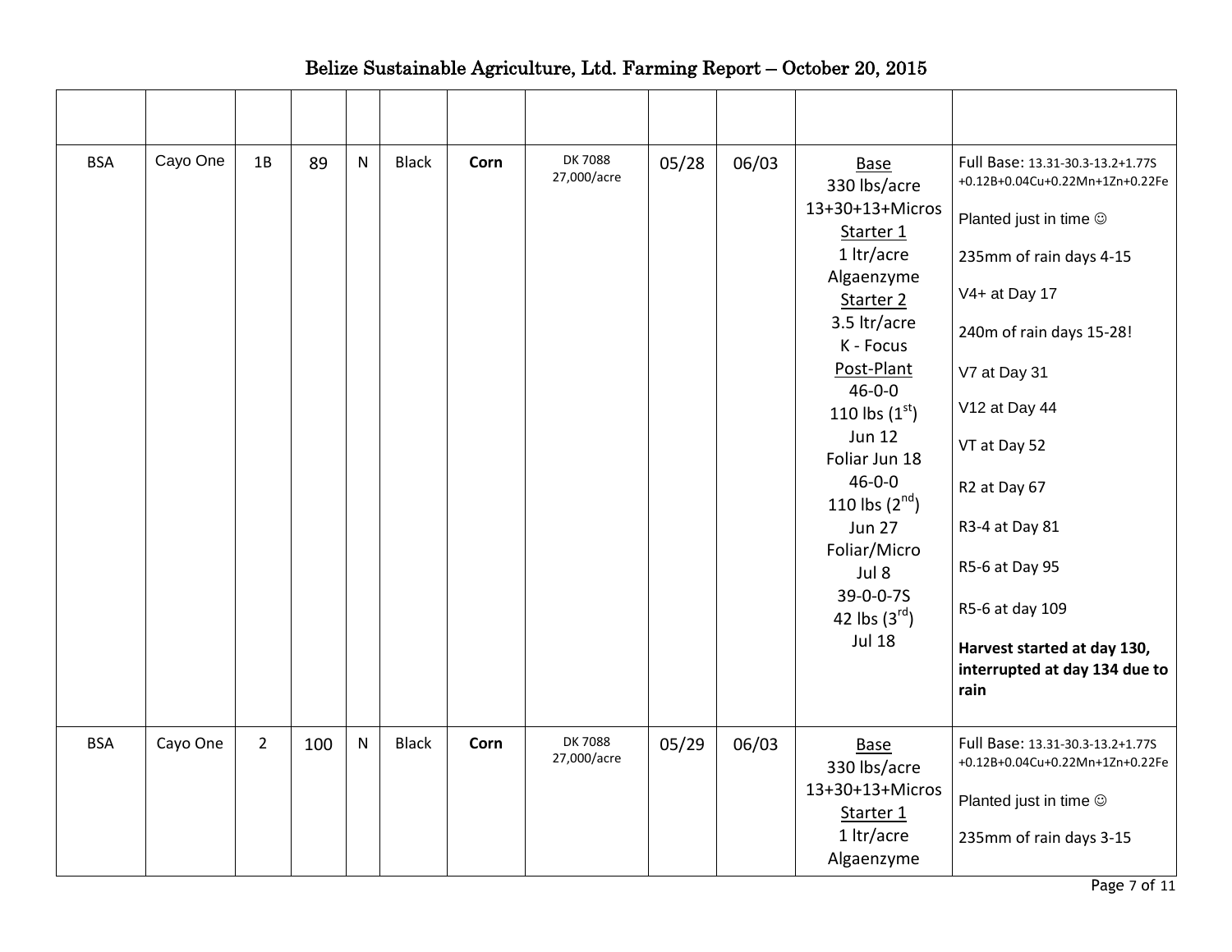# Belize Sustainable Agriculture, Ltd. Farming Report – October 20, 2015

| | | | | | | | | | | | |
|---|---|---|---|---|---|---|---|---|---|---|---|
| BSA | Cayo One | 1B | 89 | N | Black | **Corn** | DK 7088 27,000/acre | 05/28 | 06/03 | Base 330 lbs/acre 13+30+13+Micros Starter 1 1 ltr/acre Algaenzyme Starter 2 3.5 ltr/acre K - Focus Post-Plant 46-0-0 110 lbs (1st) Jun 12 Foliar Jun 18 46-0-0 110 lbs (2nd) Jun 27 Foliar/Micro Jul 8 39-0-0-7S 42 lbs (3rd) Jul 18 | Full Base: 13.31-30.3-13.2+1.77S +0.12B+0.04Cu+0.22Mn+1Zn+0.22Fe<br>Planted just in time ☺<br>235mm of rain days 4-15<br>V4+ at Day 17<br>240m of rain days 15-28!<br>V7 at Day 31<br>V12 at Day 44<br>VT at Day 52<br>R2 at Day 67<br>R3-4 at Day 81<br>R5-6 at Day 95<br>R5-6 at day 109<br>**Harvest started at day 130, interrupted at day 134 due to rain** |
| BSA | Cayo One | 2 | 100 | N | Black | **Corn** | DK 7088 27,000/acre | 05/29 | 06/03 | Base 330 lbs/acre 13+30+13+Micros Starter 1 1 ltr/acre Algaenzyme | Full Base: 13.31-30.3-13.2+1.77S +0.12B+0.04Cu+0.22Mn+1Zn+0.22Fe<br>Planted just in time ☺<br>235mm of rain days 3-15 |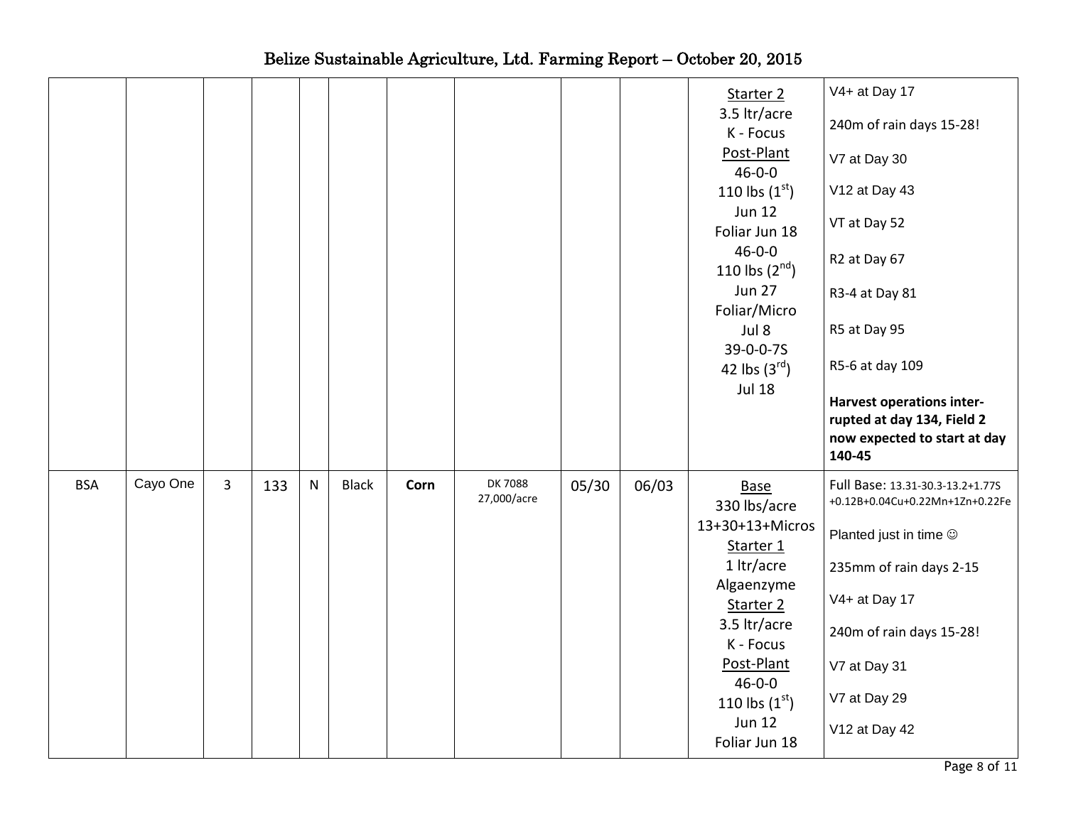# Belize Sustainable Agriculture, Ltd. Farming Report – October 20, 2015

| | | | | | | | | | | | |
|---|---|---|---|---|---|---|---|---|---|---|---|
| | | | | | | | | | | Starter 2<br>3.5 ltr/acre<br>K - Focus<br>Post-Plant<br>46-0-0<br>110 lbs (1st)<br>Jun 12<br>Foliar Jun 18<br>46-0-0<br>110 lbs (2nd)<br>Jun 27<br>Foliar/Micro<br>Jul 8<br>39-0-0-7S<br>42 lbs (3rd)<br>Jul 18 | V4+ at Day 17<br><br>240m of rain days 15-28!<br><br>V7 at Day 30<br><br>V12 at Day 43<br><br>VT at Day 52<br><br>R2 at Day 67<br><br>R3-4 at Day 81<br><br>R5 at Day 95<br><br>R5-6 at day 109<br><br>**Harvest operations inter-rupted at day 134, Field 2 now expected to start at day 140-45** |
| BSA | Cayo One | 3 | 133 | N | Black | **Corn** | DK 7088<br>27,000/acre | 05/30 | 06/03 | Base<br>330 lbs/acre<br>13+30+13+Micros<br>Starter 1<br>1 ltr/acre<br>Algaenzyme<br>Starter 2<br>3.5 ltr/acre<br>K - Focus<br>Post-Plant<br>46-0-0<br>110 lbs (1st)<br>Jun 12<br>Foliar Jun 18 | Full Base: 13.31-30.3-13.2+1.77S +0.12B+0.04Cu+0.22Mn+1Zn+0.22Fe<br><br>Planted just in time ☺<br><br>235mm of rain days 2-15<br><br>V4+ at Day 17<br><br>240m of rain days 15-28!<br><br>V7 at Day 31<br><br>V7 at Day 29<br><br>V12 at Day 42 |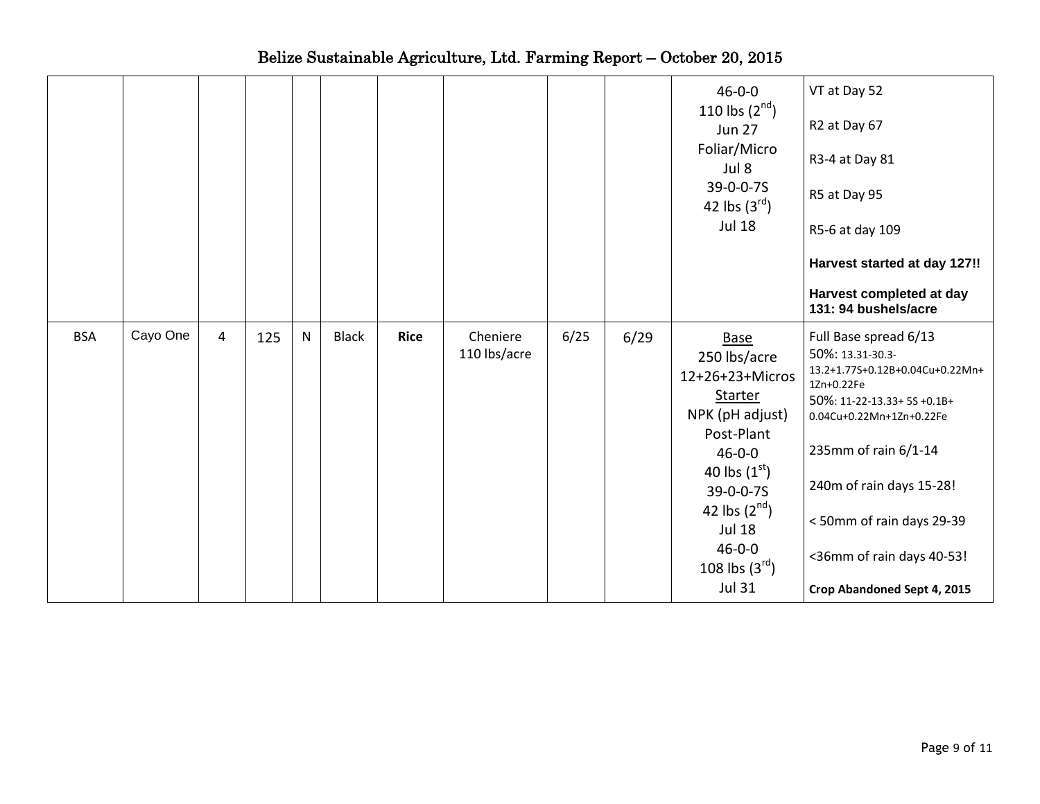# Belize Sustainable Agriculture, Ltd. Farming Report – October 20, 2015

| | | | | | | | | | | | |
|---|---|---|---|---|---|---|---|---|---|---|---|
| | | | | | | | | | | 46-0-0<br>110 lbs (2nd)<br>Jun 27<br>Foliar/Micro<br>Jul 8<br>39-0-0-7S<br>42 lbs (3rd)<br>Jul 18 | VT at Day 52<br>R2 at Day 67<br>R3-4 at Day 81<br>R5 at Day 95<br>R5-6 at day 109<br>**Harvest started at day 127!!**<br>**Harvest completed at day 131: 94 bushels/acre** |
| BSA | Cayo One | 4 | 125 | N | Black | **Rice** | Cheniere<br>110 lbs/acre | 6/25 | 6/29 | Base<br>250 lbs/acre<br>12+26+23+Micros<br>Starter<br>NPK (pH adjust)<br>Post-Plant<br>46-0-0<br>40 lbs (1st)<br>39-0-0-7S<br>42 lbs (2nd)<br>Jul 18<br>46-0-0<br>108 lbs (3rd)<br>Jul 31 | Full Base spread 6/13<br>50%: 13.31-30.3-13.2+1.77S+0.12B+0.04Cu+0.22Mn+1Zn+0.22Fe<br>50%: 11-22-13.33+ 5S +0.1B+ 0.04Cu+0.22Mn+1Zn+0.22Fe<br>235mm of rain 6/1-14<br>240m of rain days 15-28!<br>< 50mm of rain days 29-39<br><36mm of rain days 40-53!<br>**Crop Abandoned Sept 4, 2015** |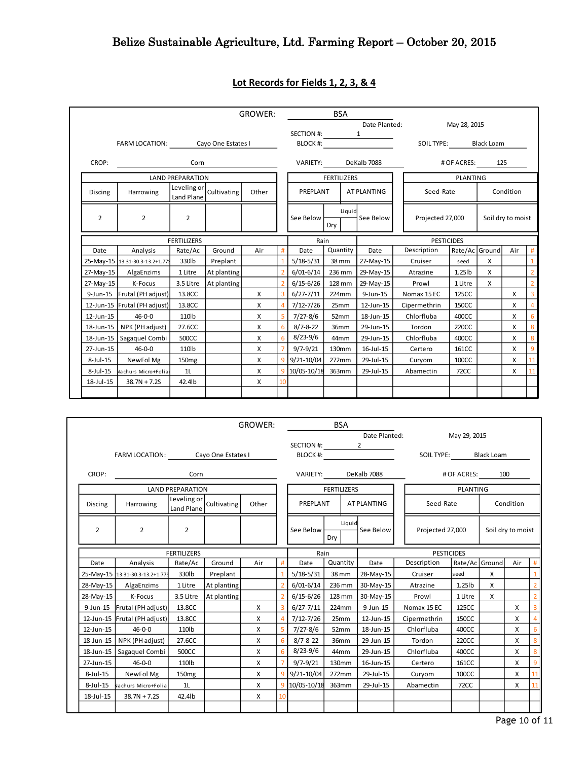# Belize Sustainable Agriculture, Ltd. Farming Report – October 20, 2015

## Lot Records for Fields 1, 2, 3, & 4

GROWER: BSA

Date Planted: May 28, 2015

SECTION #: 1

FARM LOCATION: Cayo One Estates I

BLOCK #:

SOIL TYPE: Black Loam

CROP: Corn

VARIETY: DeKalb 7088

# OF ACRES: 125

| LAND PREPARATION | | | | | FERTILIZERS | | PLANTING | |
|---|---|---|---|---|---|---|---|---|
| Discing | Harrowing | Leveling or Land Plane | Cultivating | Other | PREPLANT | AT PLANTING | Seed-Rate | Condition |
| 2 | 2 | 2 | | | See Below (Liquid / Dry) | See Below | Projected 27,000 | Soil dry to moist |

| FERTILIZERS | | | | | | Rain | | PESTICIDES | | | | | |
|---|---|---|---|---|---|---|---|---|---|---|---|---|---|
| Date | Analysis | Rate/Ac | Ground | Air | # | Date | Quantity | Date | Description | Rate/Ac | Ground | Air | # |
| 25-May-15 | 13.31-30.3-13.2+1.77 | 330lb | Preplant | | 1 | 5/18-5/31 | 38 mm | 27-May-15 | Cruiser | seed | X | | 1 |
| 27-May-15 | AlgaEnzims | 1 Litre | At planting | | 2 | 6/01-6/14 | 236 mm | 29-May-15 | Atrazine | 1.25lb | X | | 2 |
| 27-May-15 | K-Focus | 3.5 Litre | At planting | | 2 | 6/15-6/26 | 128 mm | 29-May-15 | Prowl | 1 Litre | X | | 2 |
| 9-Jun-15 | Frutal (PH adjust) | 13.8CC | | X | 3 | 6/27-7/11 | 224mm | 9-Jun-15 | Nomax 15 EC | 125CC | | X | 3 |
| 12-Jun-15 | Frutal (PH adjust) | 13.8CC | | X | 4 | 7/12-7/26 | 25mm | 12-Jun-15 | Cipermethrin | 150CC | | X | 4 |
| 12-Jun-15 | 46-0-0 | 110lb | | X | 5 | 7/27-8/6 | 52mm | 18-Jun-15 | Chlorfluba | 400CC | | X | 6 |
| 18-Jun-15 | NPK (PH adjust) | 27.6CC | | X | 6 | 8/7-8-22 | 36mm | 29-Jun-15 | Tordon | 220CC | | X | 8 |
| 18-Jun-15 | Sagaquel Combi | 500CC | | X | 6 | 8/23-9/6 | 44mm | 29-Jun-15 | Chlorfluba | 400CC | | X | 8 |
| 27-Jun-15 | 46-0-0 | 110lb | | X | 7 | 9/7-9/21 | 130mm | 16-Jul-15 | Certero | 161CC | | X | 9 |
| 8-Jul-15 | NewFol Mg | 150mg | | X | 9 | 9/21-10/04 | 272mm | 29-Jul-15 | Curyom | 100CC | | X | 11 |
| 8-Jul-15 | Nachurs Micro+Folia | 1L | | X | 9 | 10/05-10/18 | 363mm | 29-Jul-15 | Abamectin | 72CC | | X | 11 |
| 18-Jul-15 | 38.7N + 7.2S | 42.4lb | | X | 10 | | | | | | | | |

GROWER: BSA

Date Planted: May 29, 2015

SECTION #: 2

FARM LOCATION: Cayo One Estates I

BLOCK #:

SOIL TYPE: Black Loam

CROP: Corn

VARIETY: DeKalb 7088

# OF ACRES: 100

| LAND PREPARATION | | | | | FERTILIZERS | | PLANTING | |
|---|---|---|---|---|---|---|---|---|
| Discing | Harrowing | Leveling or Land Plane | Cultivating | Other | PREPLANT | AT PLANTING | Seed-Rate | Condition |
| 2 | 2 | 2 | | | See Below (Liquid / Dry) | See Below | Projected 27,000 | Soil dry to moist |

| FERTILIZERS | | | | | | Rain | | PESTICIDES | | | | | |
|---|---|---|---|---|---|---|---|---|---|---|---|---|---|
| Date | Analysis | Rate/Ac | Ground | Air | # | Date | Quantity | Date | Description | Rate/Ac | Ground | Air | # |
| 25-May-15 | 13.31-30.3-13.2+1.77 | 330lb | Preplant | | 1 | 5/18-5/31 | 38 mm | 28-May-15 | Cruiser | seed | X | | 1 |
| 28-May-15 | AlgaEnzims | 1 Litre | At planting | | 2 | 6/01-6/14 | 236 mm | 30-May-15 | Atrazine | 1.25lb | X | | 2 |
| 28-May-15 | K-Focus | 3.5 Litre | At planting | | 2 | 6/15-6/26 | 128 mm | 30-May-15 | Prowl | 1 Litre | X | | 2 |
| 9-Jun-15 | Frutal (PH adjust) | 13.8CC | | X | 3 | 6/27-7/11 | 224mm | 9-Jun-15 | Nomax 15 EC | 125CC | | X | 3 |
| 12-Jun-15 | Frutal (PH adjust) | 13.8CC | | X | 4 | 7/12-7/26 | 25mm | 12-Jun-15 | Cipermethrin | 150CC | | X | 4 |
| 12-Jun-15 | 46-0-0 | 110lb | | X | 5 | 7/27-8/6 | 52mm | 18-Jun-15 | Chlorfluba | 400CC | | X | 6 |
| 18-Jun-15 | NPK (PH adjust) | 27.6CC | | X | 6 | 8/7-8-22 | 36mm | 29-Jun-15 | Tordon | 220CC | | X | 8 |
| 18-Jun-15 | Sagaquel Combi | 500CC | | X | 6 | 8/23-9/6 | 44mm | 29-Jun-15 | Chlorfluba | 400CC | | X | 8 |
| 27-Jun-15 | 46-0-0 | 110lb | | X | 7 | 9/7-9/21 | 130mm | 16-Jun-15 | Certero | 161CC | | X | 9 |
| 8-Jul-15 | NewFol Mg | 150mg | | X | 9 | 9/21-10/04 | 272mm | 29-Jul-15 | Curyom | 100CC | | X | 11 |
| 8-Jul-15 | Nachurs Micro+Folia | 1L | | X | 9 | 10/05-10/18 | 363mm | 29-Jul-15 | Abamectin | 72CC | | X | 11 |
| 18-Jul-15 | 38.7N + 7.2S | 42.4lb | | X | 10 | | | | | | | | |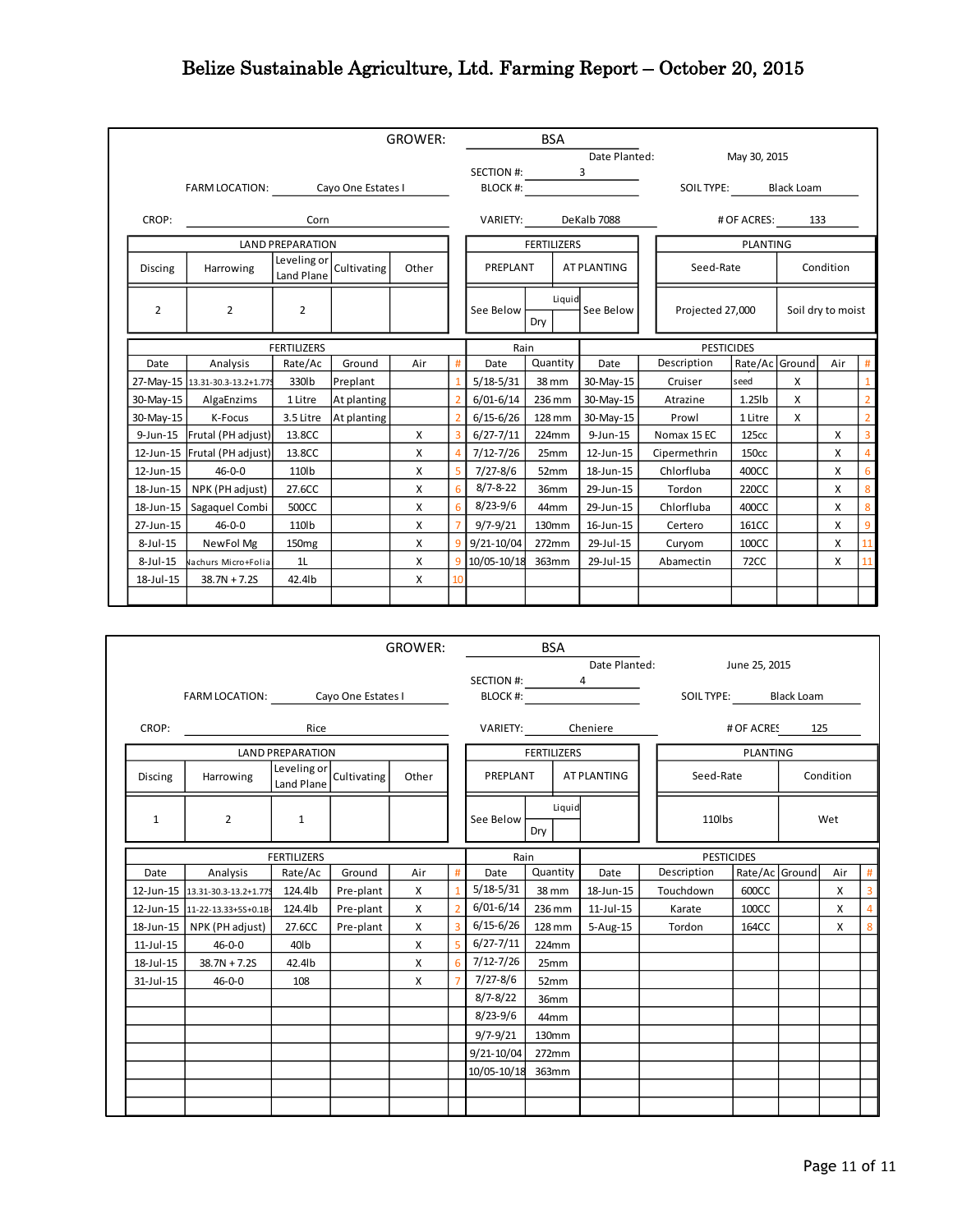# Belize Sustainable Agriculture, Ltd. Farming Report – October 20, 2015

GROWER: BSA

Date Planted: May 30, 2015

SECTION #: 3

FARM LOCATION: Cayo One Estates I

BLOCK #:

SOIL TYPE: Black Loam

CROP: Corn

VARIETY: DeKalb 7088

# OF ACRES: 133

| LAND PREPARATION | | | | | FERTILIZERS | | PLANTING | |
|---|---|---|---|---|---|---|---|---|
| Discing | Harrowing | Leveling or Land Plane | Cultivating | Other | PREPLANT | AT PLANTING | Seed-Rate | Condition |
| 2 | 2 | 2 | | | See Below | Liquid / Dry See Below | Projected 27,000 | Soil dry to moist |

| FERTILIZERS | | | | | | Rain | | PESTICIDES | | | | | |
|---|---|---|---|---|---|---|---|---|---|---|---|---|---|
| Date | Analysis | Rate/Ac | Ground | Air | # | Date | Quantity | Date | Description | Rate/Ac | Ground | Air | # |
| 27-May-15 | 13.31-30.3-13.2+1.779 | 330lb | Preplant | | 1 | 5/18-5/31 | 38 mm | 30-May-15 | Cruiser | seed | X | | 1 |
| 30-May-15 | AlgaEnzims | 1 Litre | At planting | | 2 | 6/01-6/14 | 236 mm | 30-May-15 | Atrazine | 1.25lb | X | | 2 |
| 30-May-15 | K-Focus | 3.5 Litre | At planting | | 2 | 6/15-6/26 | 128 mm | 30-May-15 | Prowl | 1 Litre | X | | 2 |
| 9-Jun-15 | Frutal (PH adjust) | 13.8CC | | X | 3 | 6/27-7/11 | 224mm | 9-Jun-15 | Nomax 15 EC | 125cc | | X | 3 |
| 12-Jun-15 | Frutal (PH adjust) | 13.8CC | | X | 4 | 7/12-7/26 | 25mm | 12-Jun-15 | Cipermethrin | 150cc | | X | 4 |
| 12-Jun-15 | 46-0-0 | 110lb | | X | 5 | 7/27-8/6 | 52mm | 18-Jun-15 | Chlorfluba | 400CC | | X | 6 |
| 18-Jun-15 | NPK (PH adjust) | 27.6CC | | X | 6 | 8/7-8-22 | 36mm | 29-Jun-15 | Tordon | 220CC | | X | 8 |
| 18-Jun-15 | Sagaquel Combi | 500CC | | X | 6 | 8/23-9/6 | 44mm | 29-Jun-15 | Chlorfluba | 400CC | | X | 8 |
| 27-Jun-15 | 46-0-0 | 110lb | | X | 7 | 9/7-9/21 | 130mm | 16-Jun-15 | Certero | 161CC | | X | 9 |
| 8-Jul-15 | NewFol Mg | 150mg | | X | 9 | 9/21-10/04 | 272mm | 29-Jul-15 | Curyom | 100CC | | X | 11 |
| 8-Jul-15 | Nachurs Micro+Folia | 1L | | X | 9 | 10/05-10/18 | 363mm | 29-Jul-15 | Abamectin | 72CC | | X | 11 |
| 18-Jul-15 | 38.7N + 7.2S | 42.4lb | | X | 10 | | | | | | | | |

GROWER: BSA

Date Planted: June 25, 2015

SECTION #: 4

FARM LOCATION: Cayo One Estates I

BLOCK #:

SOIL TYPE: Black Loam

CROP: Rice

VARIETY: Cheniere

# OF ACRES: 125

| LAND PREPARATION | | | | | FERTILIZERS | | PLANTING | |
|---|---|---|---|---|---|---|---|---|
| Discing | Harrowing | Leveling or Land Plane | Cultivating | Other | PREPLANT | AT PLANTING | Seed-Rate | Condition |
| 1 | 2 | 1 | | | See Below | Liquid / Dry | 110lbs | Wet |

| FERTILIZERS | | | | | | Rain | | PESTICIDES | | | | | |
|---|---|---|---|---|---|---|---|---|---|---|---|---|---|
| Date | Analysis | Rate/Ac | Ground | Air | # | Date | Quantity | Date | Description | Rate/Ac | Ground | Air | # |
| 12-Jun-15 | 13.31-30.3-13.2+1.779 | 124.4lb | Pre-plant | X | 1 | 5/18-5/31 | 38 mm | 18-Jun-15 | Touchdown | 600CC | | X | 3 |
| 12-Jun-15 | 11-22-13.33+5S+0.1B | 124.4lb | Pre-plant | X | 2 | 6/01-6/14 | 236 mm | 11-Jul-15 | Karate | 100CC | | X | 4 |
| 18-Jun-15 | NPK (PH adjust) | 27.6CC | Pre-plant | X | 3 | 6/15-6/26 | 128 mm | 5-Aug-15 | Tordon | 164CC | | X | 8 |
| 11-Jul-15 | 46-0-0 | 40lb | | X | 5 | 6/27-7/11 | 224mm | | | | | | |
| 18-Jul-15 | 38.7N + 7.2S | 42.4lb | | X | 6 | 7/12-7/26 | 25mm | | | | | | |
| 31-Jul-15 | 46-0-0 | 108 | | X | 7 | 7/27-8/6 | 52mm | | | | | | |
| | | | | | | 8/7-8/22 | 36mm | | | | | | |
| | | | | | | 8/23-9/6 | 44mm | | | | | | |
| | | | | | | 9/7-9/21 | 130mm | | | | | | |
| | | | | | | 9/21-10/04 | 272mm | | | | | | |
| | | | | | | 10/05-10/18 | 363mm | | | | | | |